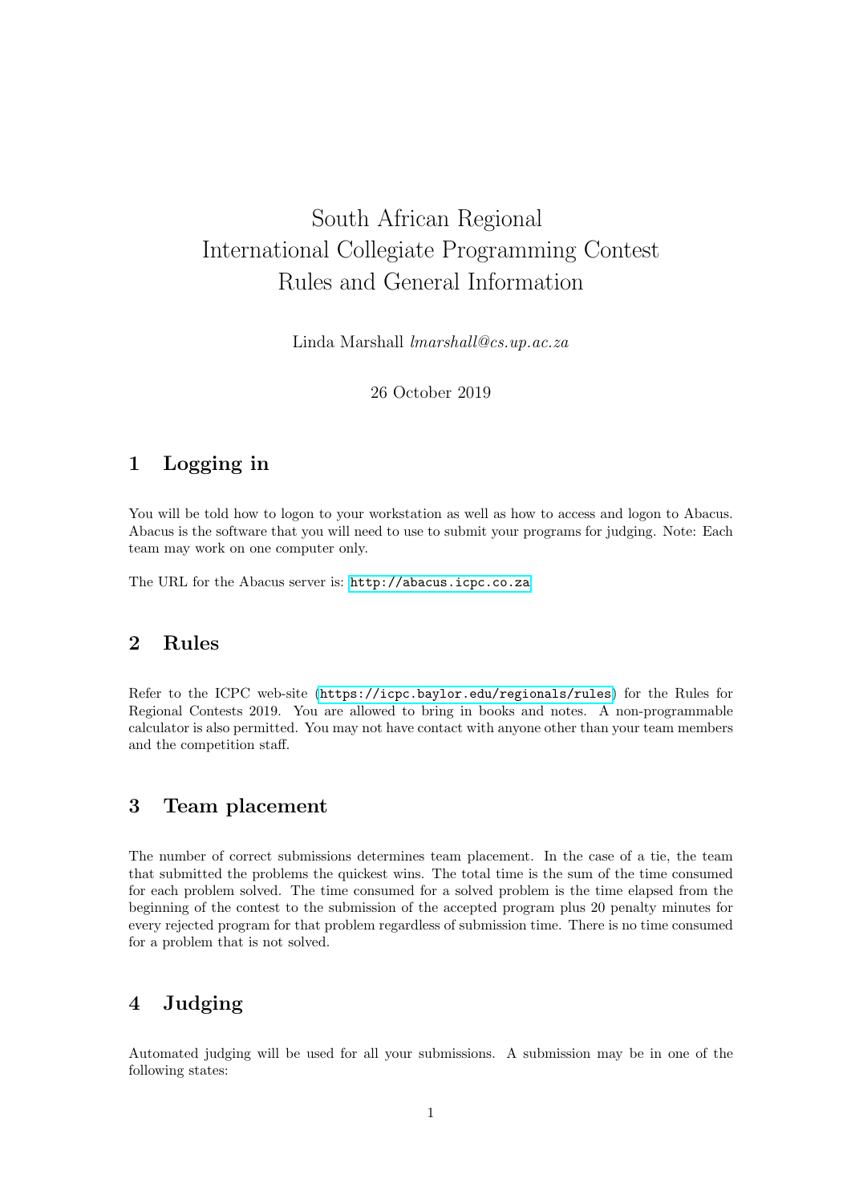# South African Regional
# International Collegiate Programming Contest
# Rules and General Information

Linda Marshall *lmarshall@cs.up.ac.za*

26 October 2019

## 1 Logging in

You will be told how to logon to your workstation as well as how to access and logon to Abacus. Abacus is the software that you will need to use to submit your programs for judging. Note: Each team may work on one computer only.

The URL for the Abacus server is: `http://abacus.icpc.co.za`

## 2 Rules

Refer to the ICPC web-site (`https://icpc.baylor.edu/regionals/rules`) for the Rules for Regional Contests 2019. You are allowed to bring in books and notes. A non-programmable calculator is also permitted. You may not have contact with anyone other than your team members and the competition staff.

## 3 Team placement

The number of correct submissions determines team placement. In the case of a tie, the team that submitted the problems the quickest wins. The total time is the sum of the time consumed for each problem solved. The time consumed for a solved problem is the time elapsed from the beginning of the contest to the submission of the accepted program plus 20 penalty minutes for every rejected program for that problem regardless of submission time. There is no time consumed for a problem that is not solved.

## 4 Judging

Automated judging will be used for all your submissions. A submission may be in one of the following states: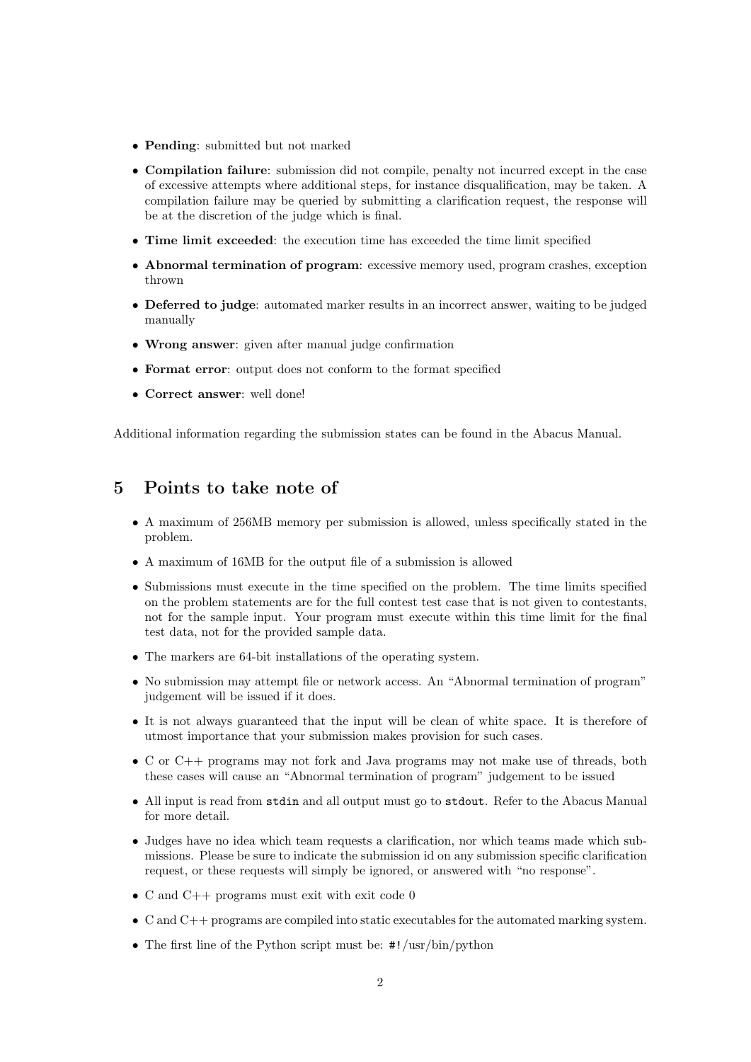- **Pending**: submitted but not marked
- **Compilation failure**: submission did not compile, penalty not incurred except in the case of excessive attempts where additional steps, for instance disqualification, may be taken. A compilation failure may be queried by submitting a clarification request, the response will be at the discretion of the judge which is final.
- **Time limit exceeded**: the execution time has exceeded the time limit specified
- **Abnormal termination of program**: excessive memory used, program crashes, exception thrown
- **Deferred to judge**: automated marker results in an incorrect answer, waiting to be judged manually
- **Wrong answer**: given after manual judge confirmation
- **Format error**: output does not conform to the format specified
- **Correct answer**: well done!

Additional information regarding the submission states can be found in the Abacus Manual.

## 5 Points to take note of

- A maximum of 256MB memory per submission is allowed, unless specifically stated in the problem.
- A maximum of 16MB for the output file of a submission is allowed
- Submissions must execute in the time specified on the problem. The time limits specified on the problem statements are for the full contest test case that is not given to contestants, not for the sample input. Your program must execute within this time limit for the final test data, not for the provided sample data.
- The markers are 64-bit installations of the operating system.
- No submission may attempt file or network access. An "Abnormal termination of program" judgement will be issued if it does.
- It is not always guaranteed that the input will be clean of white space. It is therefore of utmost importance that your submission makes provision for such cases.
- C or C++ programs may not fork and Java programs may not make use of threads, both these cases will cause an "Abnormal termination of program" judgement to be issued
- All input is read from `stdin` and all output must go to `stdout`. Refer to the Abacus Manual for more detail.
- Judges have no idea which team requests a clarification, nor which teams made which submissions. Please be sure to indicate the submission id on any submission specific clarification request, or these requests will simply be ignored, or answered with "no response".
- C and C++ programs must exit with exit code 0
- C and C++ programs are compiled into static executables for the automated marking system.
- The first line of the Python script must be: `#!/usr/bin/python`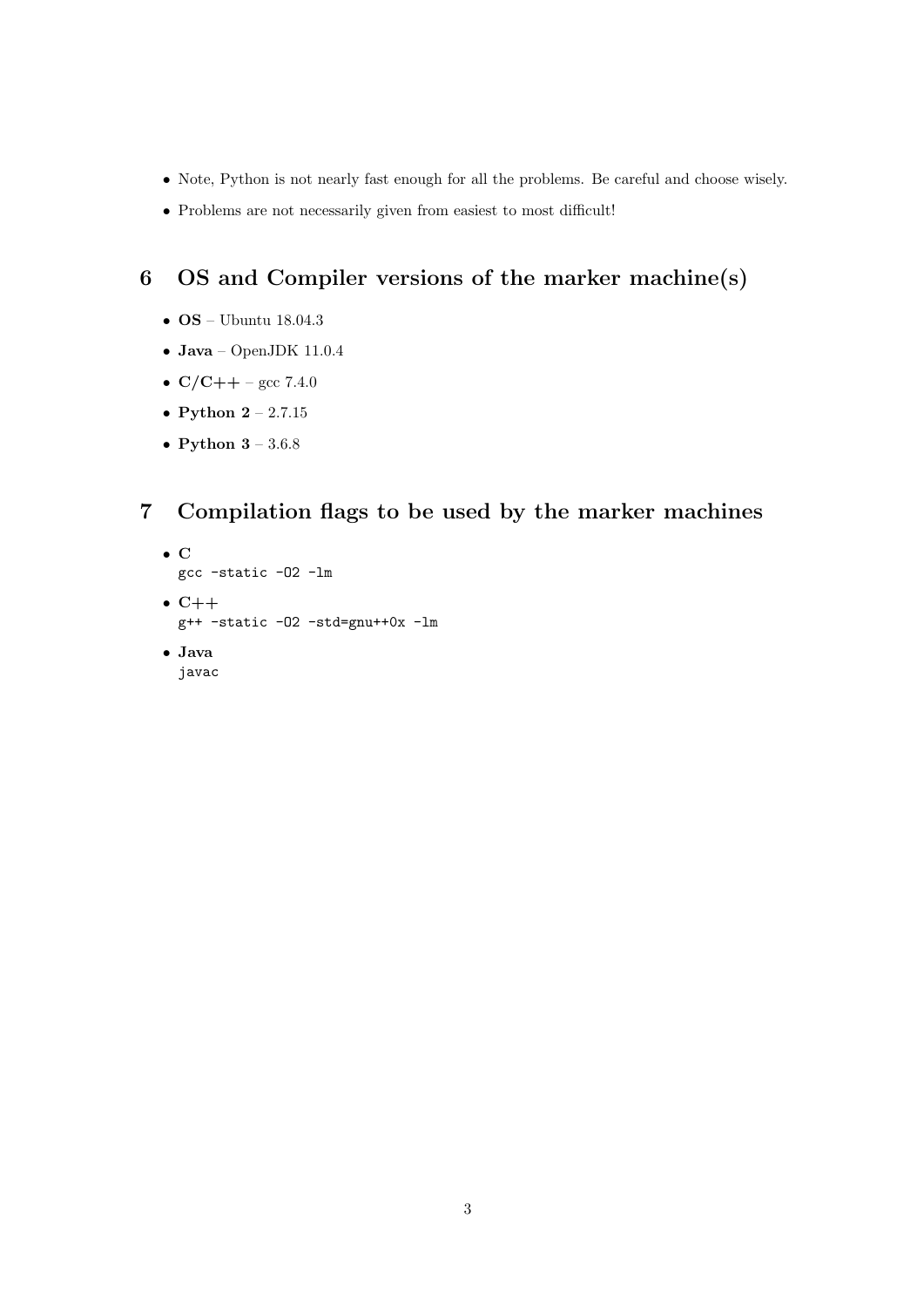- Note, Python is not nearly fast enough for all the problems. Be careful and choose wisely.
- Problems are not necessarily given from easiest to most difficult!

## 6 OS and Compiler versions of the marker machine(s)

- **OS** – Ubuntu 18.04.3
- **Java** – OpenJDK 11.0.4
- **C/C++** – gcc 7.4.0
- **Python 2** – 2.7.15
- **Python 3** – 3.6.8

## 7 Compilation flags to be used by the marker machines

- **C**
  `gcc -static -O2 -lm`
- **C++**
  `g++ -static -O2 -std=gnu++0x -lm`
- **Java**
  `javac`